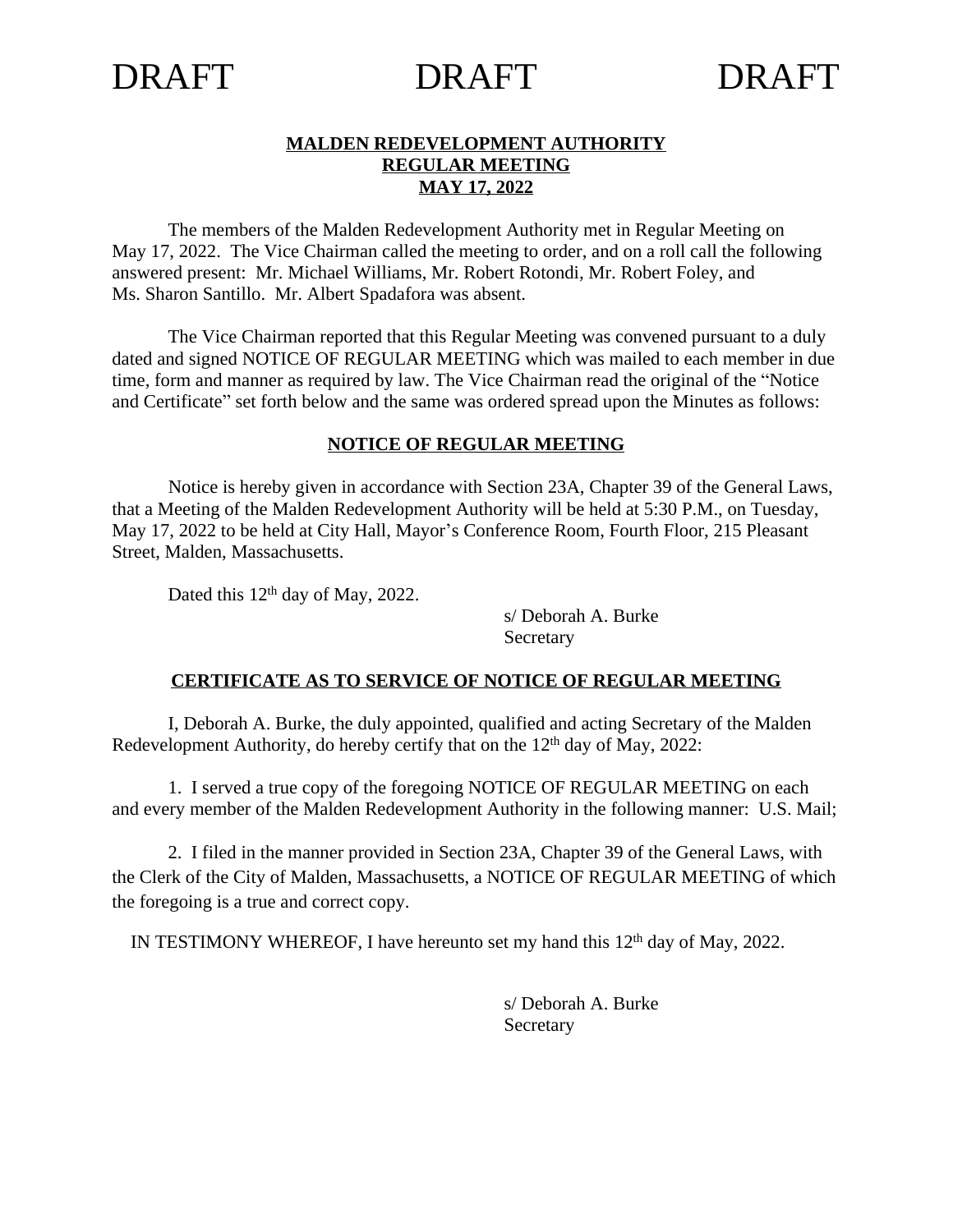DRAFT DRAFT DRAFT

**MALDEN REDEVELOPMENT AUTHORITY**
**REGULAR MEETING**
**MAY 17, 2022**

The members of the Malden Redevelopment Authority met in Regular Meeting on May 17, 2022. The Vice Chairman called the meeting to order, and on a roll call the following answered present: Mr. Michael Williams, Mr. Robert Rotondi, Mr. Robert Foley, and Ms. Sharon Santillo. Mr. Albert Spadafora was absent.

The Vice Chairman reported that this Regular Meeting was convened pursuant to a duly dated and signed NOTICE OF REGULAR MEETING which was mailed to each member in due time, form and manner as required by law. The Vice Chairman read the original of the "Notice and Certificate" set forth below and the same was ordered spread upon the Minutes as follows:

**NOTICE OF REGULAR MEETING**

Notice is hereby given in accordance with Section 23A, Chapter 39 of the General Laws, that a Meeting of the Malden Redevelopment Authority will be held at 5:30 P.M., on Tuesday, May 17, 2022 to be held at City Hall, Mayor's Conference Room, Fourth Floor, 215 Pleasant Street, Malden, Massachusetts.

Dated this 12th day of May, 2022.

s/ Deborah A. Burke
Secretary

**CERTIFICATE AS TO SERVICE OF NOTICE OF REGULAR MEETING**

I, Deborah A. Burke, the duly appointed, qualified and acting Secretary of the Malden Redevelopment Authority, do hereby certify that on the 12th day of May, 2022:

1. I served a true copy of the foregoing NOTICE OF REGULAR MEETING on each and every member of the Malden Redevelopment Authority in the following manner: U.S. Mail;

2. I filed in the manner provided in Section 23A, Chapter 39 of the General Laws, with the Clerk of the City of Malden, Massachusetts, a NOTICE OF REGULAR MEETING of which the foregoing is a true and correct copy.

IN TESTIMONY WHEREOF, I have hereunto set my hand this 12th day of May, 2022.

s/ Deborah A. Burke
Secretary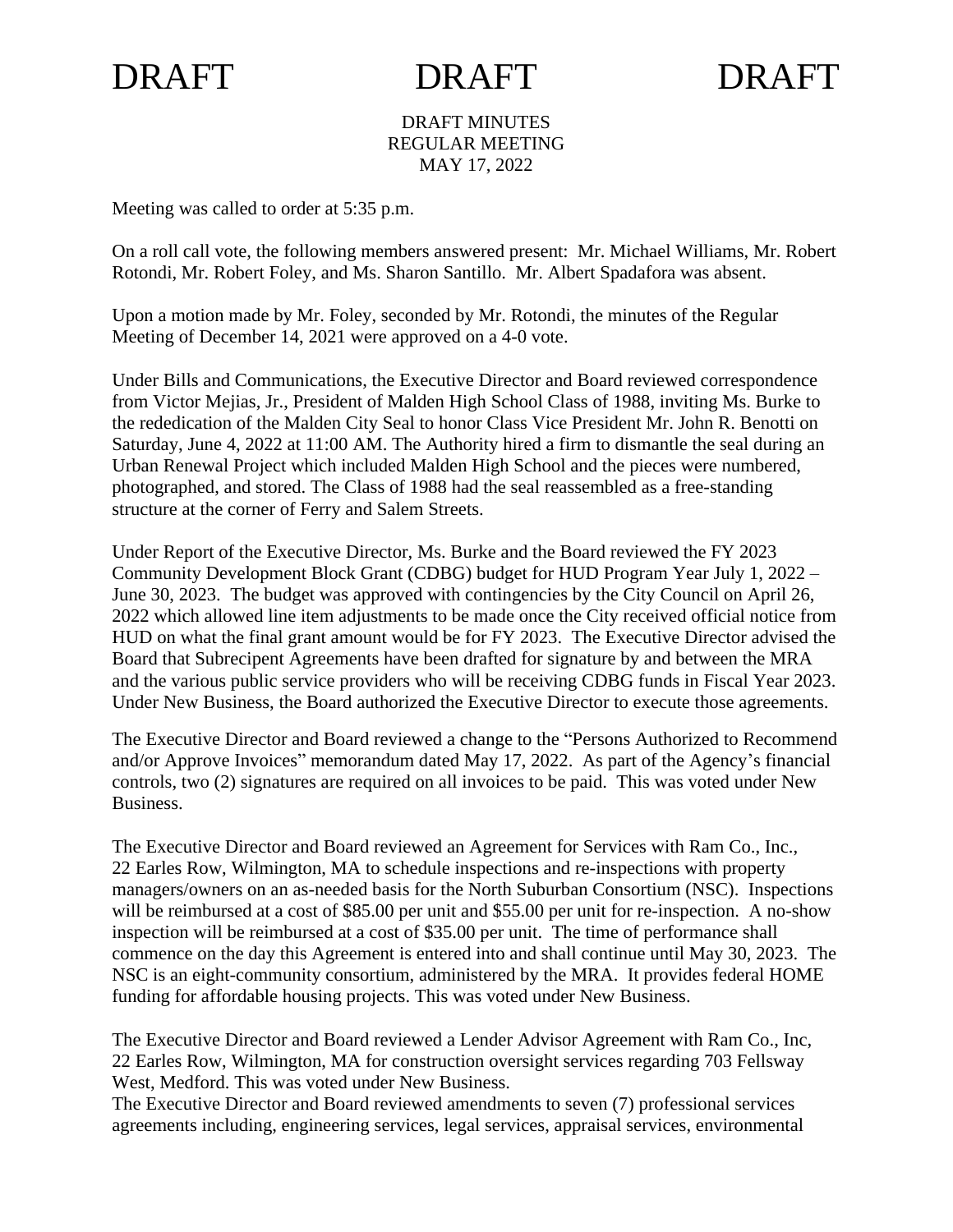DRAFT DRAFT DRAFT

DRAFT MINUTES
REGULAR MEETING
MAY 17, 2022

Meeting was called to order at 5:35 p.m.

On a roll call vote, the following members answered present: Mr. Michael Williams, Mr. Robert Rotondi, Mr. Robert Foley, and Ms. Sharon Santillo. Mr. Albert Spadafora was absent.

Upon a motion made by Mr. Foley, seconded by Mr. Rotondi, the minutes of the Regular Meeting of December 14, 2021 were approved on a 4-0 vote.

Under Bills and Communications, the Executive Director and Board reviewed correspondence from Victor Mejias, Jr., President of Malden High School Class of 1988, inviting Ms. Burke to the rededication of the Malden City Seal to honor Class Vice President Mr. John R. Benotti on Saturday, June 4, 2022 at 11:00 AM. The Authority hired a firm to dismantle the seal during an Urban Renewal Project which included Malden High School and the pieces were numbered, photographed, and stored. The Class of 1988 had the seal reassembled as a free-standing structure at the corner of Ferry and Salem Streets.

Under Report of the Executive Director, Ms. Burke and the Board reviewed the FY 2023 Community Development Block Grant (CDBG) budget for HUD Program Year July 1, 2022 – June 30, 2023. The budget was approved with contingencies by the City Council on April 26, 2022 which allowed line item adjustments to be made once the City received official notice from HUD on what the final grant amount would be for FY 2023. The Executive Director advised the Board that Subrecipent Agreements have been drafted for signature by and between the MRA and the various public service providers who will be receiving CDBG funds in Fiscal Year 2023. Under New Business, the Board authorized the Executive Director to execute those agreements.

The Executive Director and Board reviewed a change to the "Persons Authorized to Recommend and/or Approve Invoices" memorandum dated May 17, 2022. As part of the Agency's financial controls, two (2) signatures are required on all invoices to be paid. This was voted under New Business.

The Executive Director and Board reviewed an Agreement for Services with Ram Co., Inc., 22 Earles Row, Wilmington, MA to schedule inspections and re-inspections with property managers/owners on an as-needed basis for the North Suburban Consortium (NSC). Inspections will be reimbursed at a cost of $85.00 per unit and $55.00 per unit for re-inspection. A no-show inspection will be reimbursed at a cost of $35.00 per unit. The time of performance shall commence on the day this Agreement is entered into and shall continue until May 30, 2023. The NSC is an eight-community consortium, administered by the MRA. It provides federal HOME funding for affordable housing projects. This was voted under New Business.

The Executive Director and Board reviewed a Lender Advisor Agreement with Ram Co., Inc, 22 Earles Row, Wilmington, MA for construction oversight services regarding 703 Fellsway West, Medford. This was voted under New Business.
The Executive Director and Board reviewed amendments to seven (7) professional services agreements including, engineering services, legal services, appraisal services, environmental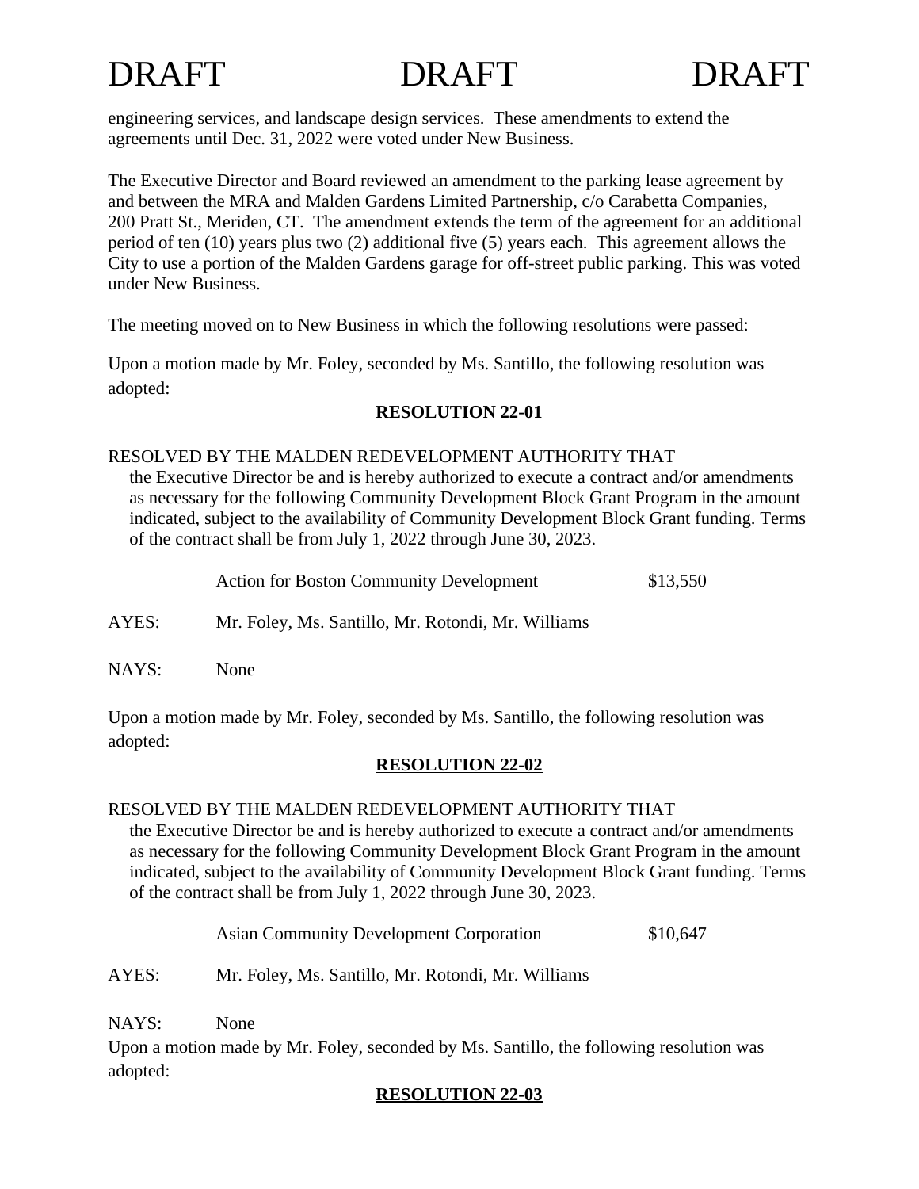DRAFT DRAFT DRAFT

engineering services, and landscape design services. These amendments to extend the agreements until Dec. 31, 2022 were voted under New Business.

The Executive Director and Board reviewed an amendment to the parking lease agreement by and between the MRA and Malden Gardens Limited Partnership, c/o Carabetta Companies, 200 Pratt St., Meriden, CT. The amendment extends the term of the agreement for an additional period of ten (10) years plus two (2) additional five (5) years each. This agreement allows the City to use a portion of the Malden Gardens garage for off-street public parking. This was voted under New Business.

The meeting moved on to New Business in which the following resolutions were passed:

Upon a motion made by Mr. Foley, seconded by Ms. Santillo, the following resolution was adopted:

**RESOLUTION 22-01**

RESOLVED BY THE MALDEN REDEVELOPMENT AUTHORITY THAT
the Executive Director be and is hereby authorized to execute a contract and/or amendments as necessary for the following Community Development Block Grant Program in the amount indicated, subject to the availability of Community Development Block Grant funding. Terms of the contract shall be from July 1, 2022 through June 30, 2023.

Action for Boston Community Development $13,550

AYES: Mr. Foley, Ms. Santillo, Mr. Rotondi, Mr. Williams

NAYS: None

Upon a motion made by Mr. Foley, seconded by Ms. Santillo, the following resolution was adopted:

**RESOLUTION 22-02**

RESOLVED BY THE MALDEN REDEVELOPMENT AUTHORITY THAT
the Executive Director be and is hereby authorized to execute a contract and/or amendments as necessary for the following Community Development Block Grant Program in the amount indicated, subject to the availability of Community Development Block Grant funding. Terms of the contract shall be from July 1, 2022 through June 30, 2023.

Asian Community Development Corporation $10,647

AYES: Mr. Foley, Ms. Santillo, Mr. Rotondi, Mr. Williams

NAYS: None

Upon a motion made by Mr. Foley, seconded by Ms. Santillo, the following resolution was adopted:

**RESOLUTION 22-03**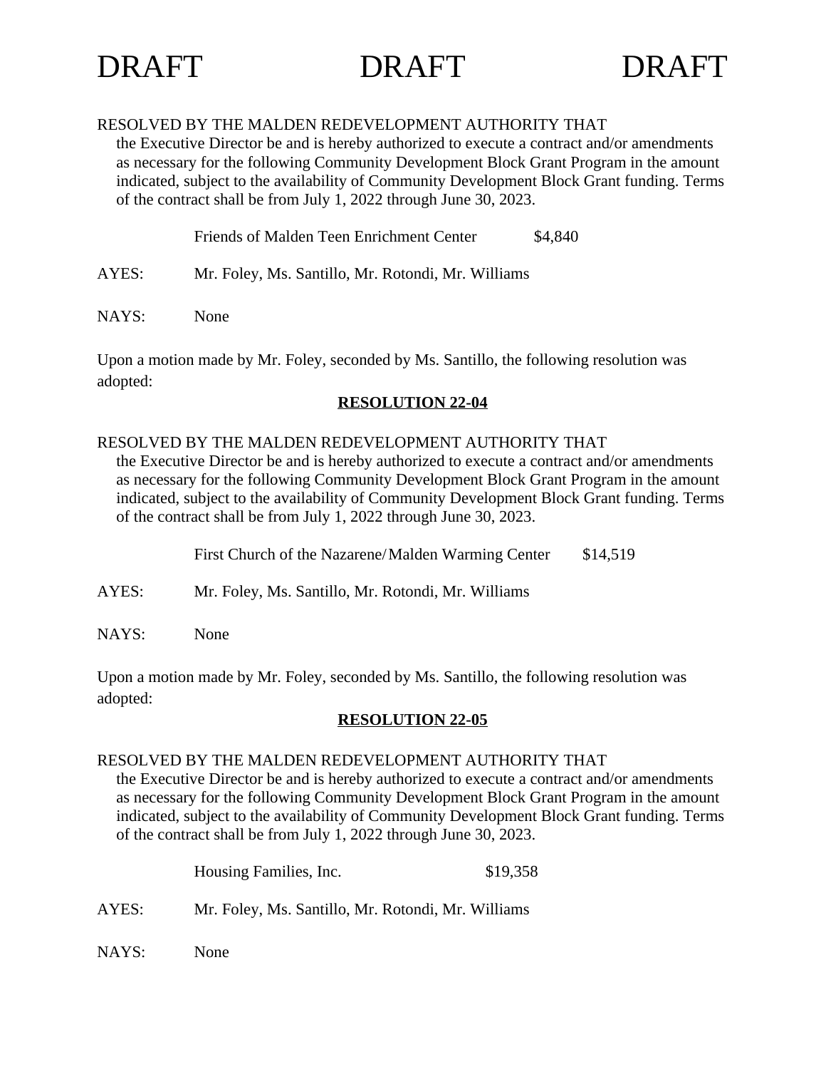DRAFT DRAFT DRAFT

RESOLVED BY THE MALDEN REDEVELOPMENT AUTHORITY THAT
the Executive Director be and is hereby authorized to execute a contract and/or amendments as necessary for the following Community Development Block Grant Program in the amount indicated, subject to the availability of Community Development Block Grant funding. Terms of the contract shall be from July 1, 2022 through June 30, 2023.

Friends of Malden Teen Enrichment Center $4,840

AYES: Mr. Foley, Ms. Santillo, Mr. Rotondi, Mr. Williams

NAYS: None

Upon a motion made by Mr. Foley, seconded by Ms. Santillo, the following resolution was adopted:

**RESOLUTION 22-04**

RESOLVED BY THE MALDEN REDEVELOPMENT AUTHORITY THAT
the Executive Director be and is hereby authorized to execute a contract and/or amendments as necessary for the following Community Development Block Grant Program in the amount indicated, subject to the availability of Community Development Block Grant funding. Terms of the contract shall be from July 1, 2022 through June 30, 2023.

First Church of the Nazarene/Malden Warming Center $14,519

AYES: Mr. Foley, Ms. Santillo, Mr. Rotondi, Mr. Williams

NAYS: None

Upon a motion made by Mr. Foley, seconded by Ms. Santillo, the following resolution was adopted:

**RESOLUTION 22-05**

RESOLVED BY THE MALDEN REDEVELOPMENT AUTHORITY THAT
the Executive Director be and is hereby authorized to execute a contract and/or amendments as necessary for the following Community Development Block Grant Program in the amount indicated, subject to the availability of Community Development Block Grant funding. Terms of the contract shall be from July 1, 2022 through June 30, 2023.

Housing Families, Inc. $19,358

AYES: Mr. Foley, Ms. Santillo, Mr. Rotondi, Mr. Williams

NAYS: None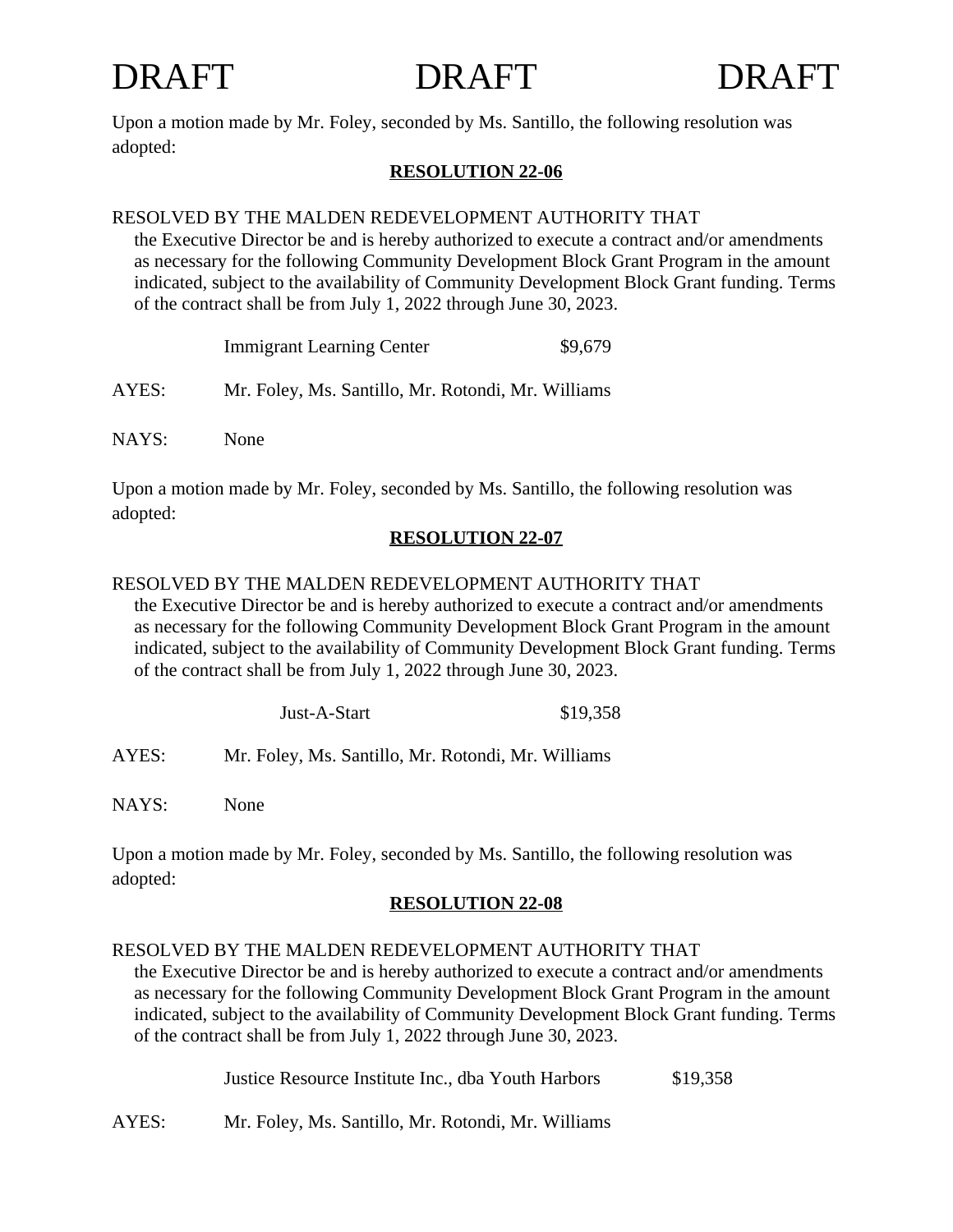DRAFT DRAFT DRAFT

Upon a motion made by Mr. Foley, seconded by Ms. Santillo, the following resolution was adopted:

**RESOLUTION 22-06**

RESOLVED BY THE MALDEN REDEVELOPMENT AUTHORITY THAT
the Executive Director be and is hereby authorized to execute a contract and/or amendments as necessary for the following Community Development Block Grant Program in the amount indicated, subject to the availability of Community Development Block Grant funding. Terms of the contract shall be from July 1, 2022 through June 30, 2023.

Immigrant Learning Center $9,679

AYES: Mr. Foley, Ms. Santillo, Mr. Rotondi, Mr. Williams

NAYS: None

Upon a motion made by Mr. Foley, seconded by Ms. Santillo, the following resolution was adopted:

**RESOLUTION 22-07**

RESOLVED BY THE MALDEN REDEVELOPMENT AUTHORITY THAT
the Executive Director be and is hereby authorized to execute a contract and/or amendments as necessary for the following Community Development Block Grant Program in the amount indicated, subject to the availability of Community Development Block Grant funding. Terms of the contract shall be from July 1, 2022 through June 30, 2023.

Just-A-Start $19,358

AYES: Mr. Foley, Ms. Santillo, Mr. Rotondi, Mr. Williams

NAYS: None

Upon a motion made by Mr. Foley, seconded by Ms. Santillo, the following resolution was adopted:

**RESOLUTION 22-08**

RESOLVED BY THE MALDEN REDEVELOPMENT AUTHORITY THAT
the Executive Director be and is hereby authorized to execute a contract and/or amendments as necessary for the following Community Development Block Grant Program in the amount indicated, subject to the availability of Community Development Block Grant funding. Terms of the contract shall be from July 1, 2022 through June 30, 2023.

Justice Resource Institute Inc., dba Youth Harbors $19,358

AYES: Mr. Foley, Ms. Santillo, Mr. Rotondi, Mr. Williams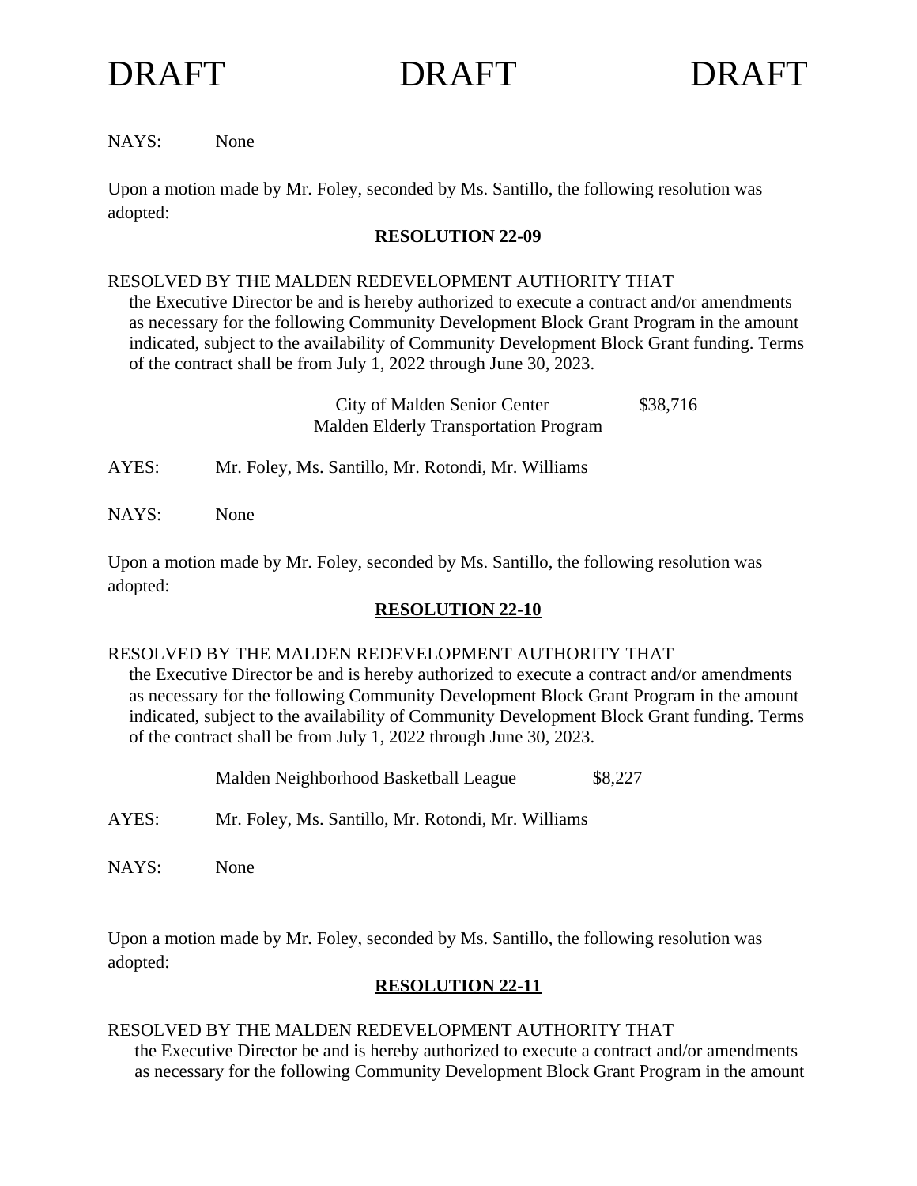DRAFT DRAFT DRAFT

NAYS: None

Upon a motion made by Mr. Foley, seconded by Ms. Santillo, the following resolution was adopted:

**RESOLUTION 22-09**

RESOLVED BY THE MALDEN REDEVELOPMENT AUTHORITY THAT
the Executive Director be and is hereby authorized to execute a contract and/or amendments as necessary for the following Community Development Block Grant Program in the amount indicated, subject to the availability of Community Development Block Grant funding. Terms of the contract shall be from July 1, 2022 through June 30, 2023.

| | |
|---|---|
| City of Malden Senior Center<br>Malden Elderly Transportation Program | $38,716 |

AYES: Mr. Foley, Ms. Santillo, Mr. Rotondi, Mr. Williams

NAYS: None

Upon a motion made by Mr. Foley, seconded by Ms. Santillo, the following resolution was adopted:

**RESOLUTION 22-10**

RESOLVED BY THE MALDEN REDEVELOPMENT AUTHORITY THAT
the Executive Director be and is hereby authorized to execute a contract and/or amendments as necessary for the following Community Development Block Grant Program in the amount indicated, subject to the availability of Community Development Block Grant funding. Terms of the contract shall be from July 1, 2022 through June 30, 2023.

| | |
|---|---|
| Malden Neighborhood Basketball League | $8,227 |

AYES: Mr. Foley, Ms. Santillo, Mr. Rotondi, Mr. Williams

NAYS: None

Upon a motion made by Mr. Foley, seconded by Ms. Santillo, the following resolution was adopted:

**RESOLUTION 22-11**

RESOLVED BY THE MALDEN REDEVELOPMENT AUTHORITY THAT
the Executive Director be and is hereby authorized to execute a contract and/or amendments as necessary for the following Community Development Block Grant Program in the amount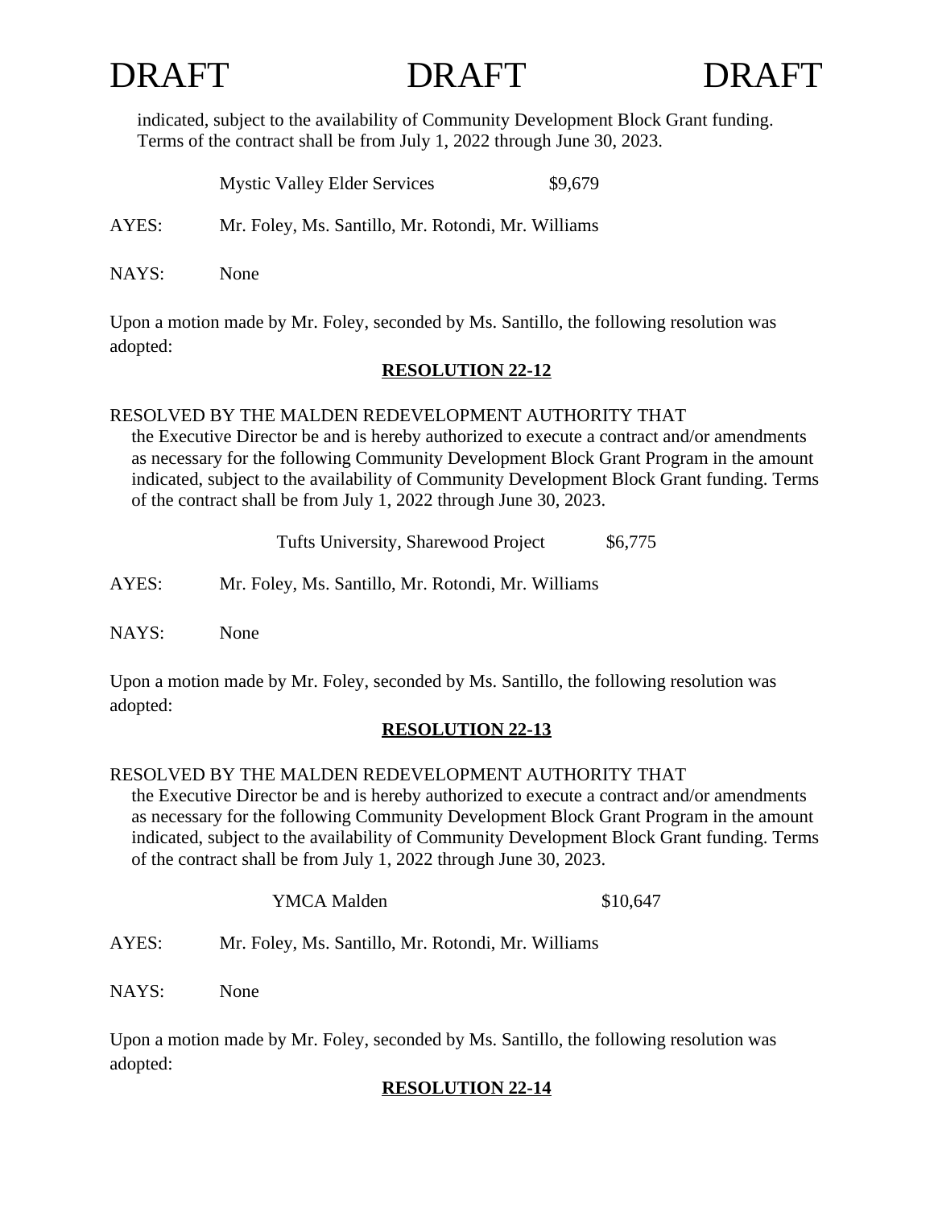DRAFT DRAFT DRAFT

indicated, subject to the availability of Community Development Block Grant funding. Terms of the contract shall be from July 1, 2022 through June 30, 2023.

Mystic Valley Elder Services $9,679

AYES: Mr. Foley, Ms. Santillo, Mr. Rotondi, Mr. Williams

NAYS: None

Upon a motion made by Mr. Foley, seconded by Ms. Santillo, the following resolution was adopted:

**RESOLUTION 22-12**

RESOLVED BY THE MALDEN REDEVELOPMENT AUTHORITY THAT
the Executive Director be and is hereby authorized to execute a contract and/or amendments as necessary for the following Community Development Block Grant Program in the amount indicated, subject to the availability of Community Development Block Grant funding. Terms of the contract shall be from July 1, 2022 through June 30, 2023.

Tufts University, Sharewood Project $6,775

AYES: Mr. Foley, Ms. Santillo, Mr. Rotondi, Mr. Williams

NAYS: None

Upon a motion made by Mr. Foley, seconded by Ms. Santillo, the following resolution was adopted:

**RESOLUTION 22-13**

RESOLVED BY THE MALDEN REDEVELOPMENT AUTHORITY THAT
the Executive Director be and is hereby authorized to execute a contract and/or amendments as necessary for the following Community Development Block Grant Program in the amount indicated, subject to the availability of Community Development Block Grant funding. Terms of the contract shall be from July 1, 2022 through June 30, 2023.

YMCA Malden $10,647

AYES: Mr. Foley, Ms. Santillo, Mr. Rotondi, Mr. Williams

NAYS: None

Upon a motion made by Mr. Foley, seconded by Ms. Santillo, the following resolution was adopted:

**RESOLUTION 22-14**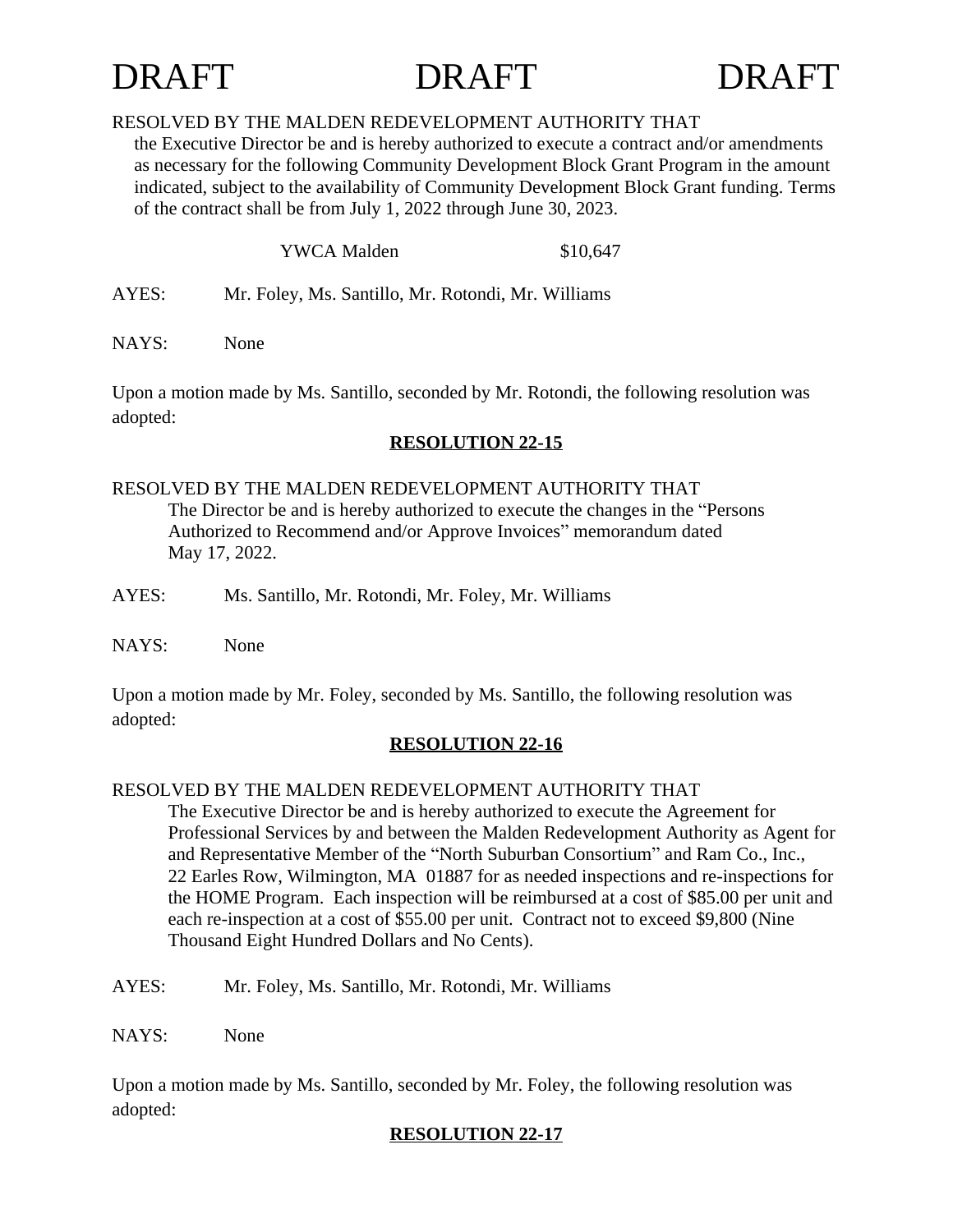DRAFT DRAFT DRAFT

RESOLVED BY THE MALDEN REDEVELOPMENT AUTHORITY THAT

the Executive Director be and is hereby authorized to execute a contract and/or amendments as necessary for the following Community Development Block Grant Program in the amount indicated, subject to the availability of Community Development Block Grant funding. Terms of the contract shall be from July 1, 2022 through June 30, 2023.

YWCA Malden $10,647

AYES: Mr. Foley, Ms. Santillo, Mr. Rotondi, Mr. Williams

NAYS: None

Upon a motion made by Ms. Santillo, seconded by Mr. Rotondi, the following resolution was adopted:

**RESOLUTION 22-15**

RESOLVED BY THE MALDEN REDEVELOPMENT AUTHORITY THAT

The Director be and is hereby authorized to execute the changes in the "Persons Authorized to Recommend and/or Approve Invoices" memorandum dated May 17, 2022.

AYES: Ms. Santillo, Mr. Rotondi, Mr. Foley, Mr. Williams

NAYS: None

Upon a motion made by Mr. Foley, seconded by Ms. Santillo, the following resolution was adopted:

**RESOLUTION 22-16**

RESOLVED BY THE MALDEN REDEVELOPMENT AUTHORITY THAT

The Executive Director be and is hereby authorized to execute the Agreement for Professional Services by and between the Malden Redevelopment Authority as Agent for and Representative Member of the "North Suburban Consortium" and Ram Co., Inc., 22 Earles Row, Wilmington, MA 01887 for as needed inspections and re-inspections for the HOME Program. Each inspection will be reimbursed at a cost of $85.00 per unit and each re-inspection at a cost of $55.00 per unit. Contract not to exceed $9,800 (Nine Thousand Eight Hundred Dollars and No Cents).

AYES: Mr. Foley, Ms. Santillo, Mr. Rotondi, Mr. Williams

NAYS: None

Upon a motion made by Ms. Santillo, seconded by Mr. Foley, the following resolution was adopted:

**RESOLUTION 22-17**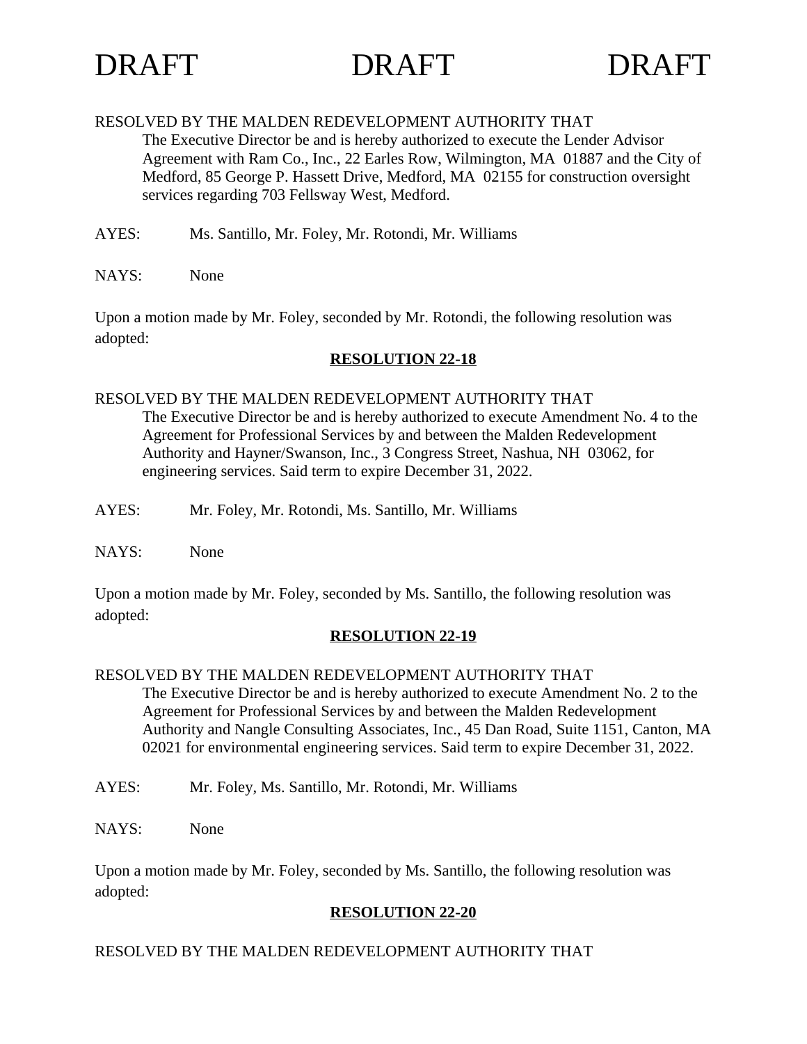DRAFT DRAFT DRAFT

RESOLVED BY THE MALDEN REDEVELOPMENT AUTHORITY THAT

> The Executive Director be and is hereby authorized to execute the Lender Advisor Agreement with Ram Co., Inc., 22 Earles Row, Wilmington, MA 01887 and the City of Medford, 85 George P. Hassett Drive, Medford, MA 02155 for construction oversight services regarding 703 Fellsway West, Medford.

AYES: Ms. Santillo, Mr. Foley, Mr. Rotondi, Mr. Williams

NAYS: None

Upon a motion made by Mr. Foley, seconded by Mr. Rotondi, the following resolution was adopted:

**RESOLUTION 22-18**

RESOLVED BY THE MALDEN REDEVELOPMENT AUTHORITY THAT

> The Executive Director be and is hereby authorized to execute Amendment No. 4 to the Agreement for Professional Services by and between the Malden Redevelopment Authority and Hayner/Swanson, Inc., 3 Congress Street, Nashua, NH 03062, for engineering services. Said term to expire December 31, 2022.

AYES: Mr. Foley, Mr. Rotondi, Ms. Santillo, Mr. Williams

NAYS: None

Upon a motion made by Mr. Foley, seconded by Ms. Santillo, the following resolution was adopted:

**RESOLUTION 22-19**

RESOLVED BY THE MALDEN REDEVELOPMENT AUTHORITY THAT

> The Executive Director be and is hereby authorized to execute Amendment No. 2 to the Agreement for Professional Services by and between the Malden Redevelopment Authority and Nangle Consulting Associates, Inc., 45 Dan Road, Suite 1151, Canton, MA 02021 for environmental engineering services. Said term to expire December 31, 2022.

AYES: Mr. Foley, Ms. Santillo, Mr. Rotondi, Mr. Williams

NAYS: None

Upon a motion made by Mr. Foley, seconded by Ms. Santillo, the following resolution was adopted:

**RESOLUTION 22-20**

RESOLVED BY THE MALDEN REDEVELOPMENT AUTHORITY THAT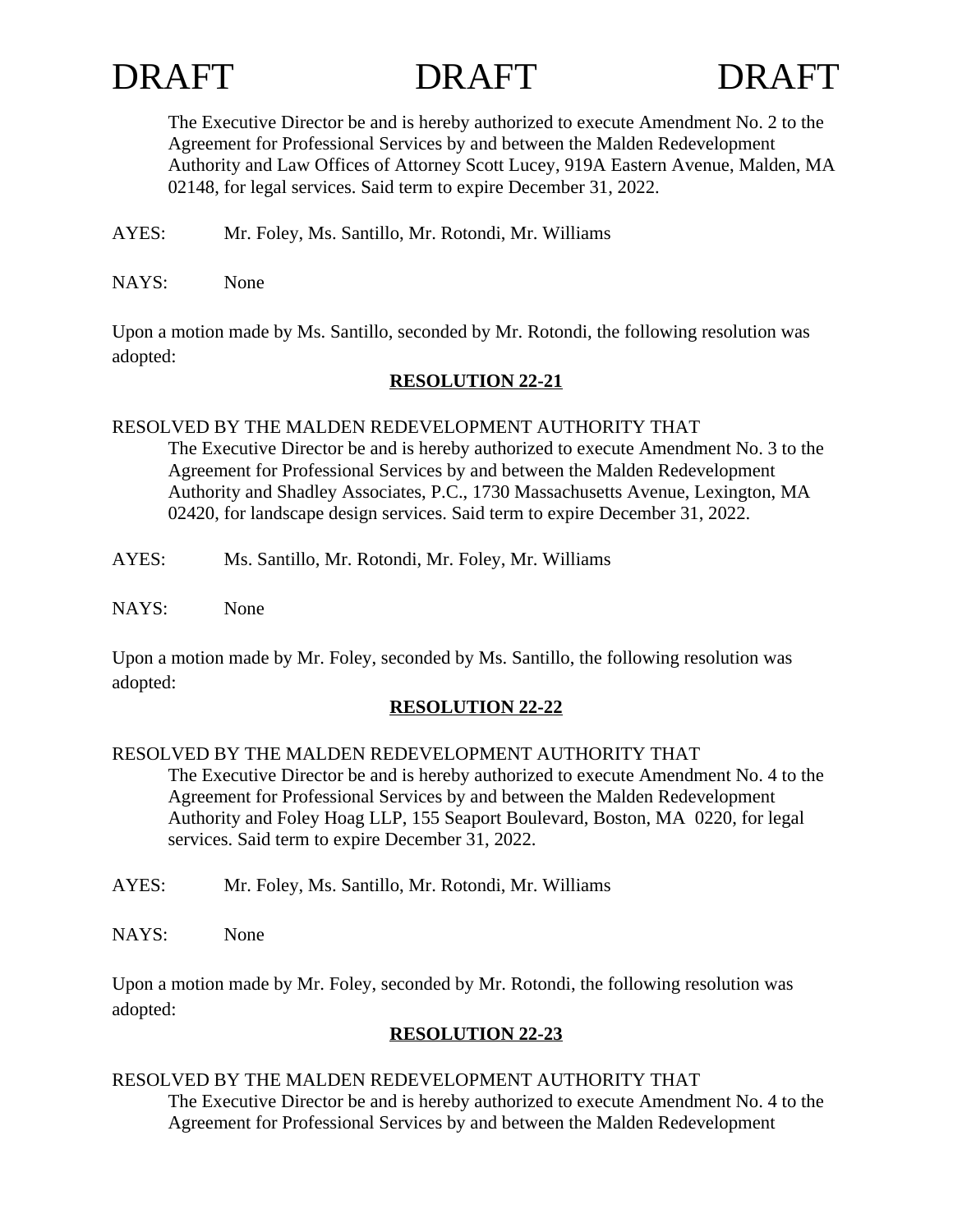DRAFT DRAFT DRAFT

The Executive Director be and is hereby authorized to execute Amendment No. 2 to the Agreement for Professional Services by and between the Malden Redevelopment Authority and Law Offices of Attorney Scott Lucey, 919A Eastern Avenue, Malden, MA 02148, for legal services. Said term to expire December 31, 2022.

AYES: Mr. Foley, Ms. Santillo, Mr. Rotondi, Mr. Williams

NAYS: None

Upon a motion made by Ms. Santillo, seconded by Mr. Rotondi, the following resolution was adopted:

**RESOLUTION 22-21**

RESOLVED BY THE MALDEN REDEVELOPMENT AUTHORITY THAT

The Executive Director be and is hereby authorized to execute Amendment No. 3 to the Agreement for Professional Services by and between the Malden Redevelopment Authority and Shadley Associates, P.C., 1730 Massachusetts Avenue, Lexington, MA 02420, for landscape design services. Said term to expire December 31, 2022.

AYES: Ms. Santillo, Mr. Rotondi, Mr. Foley, Mr. Williams

NAYS: None

Upon a motion made by Mr. Foley, seconded by Ms. Santillo, the following resolution was adopted:

**RESOLUTION 22-22**

RESOLVED BY THE MALDEN REDEVELOPMENT AUTHORITY THAT

The Executive Director be and is hereby authorized to execute Amendment No. 4 to the Agreement for Professional Services by and between the Malden Redevelopment Authority and Foley Hoag LLP, 155 Seaport Boulevard, Boston, MA 0220, for legal services. Said term to expire December 31, 2022.

AYES: Mr. Foley, Ms. Santillo, Mr. Rotondi, Mr. Williams

NAYS: None

Upon a motion made by Mr. Foley, seconded by Mr. Rotondi, the following resolution was adopted:

**RESOLUTION 22-23**

RESOLVED BY THE MALDEN REDEVELOPMENT AUTHORITY THAT

The Executive Director be and is hereby authorized to execute Amendment No. 4 to the Agreement for Professional Services by and between the Malden Redevelopment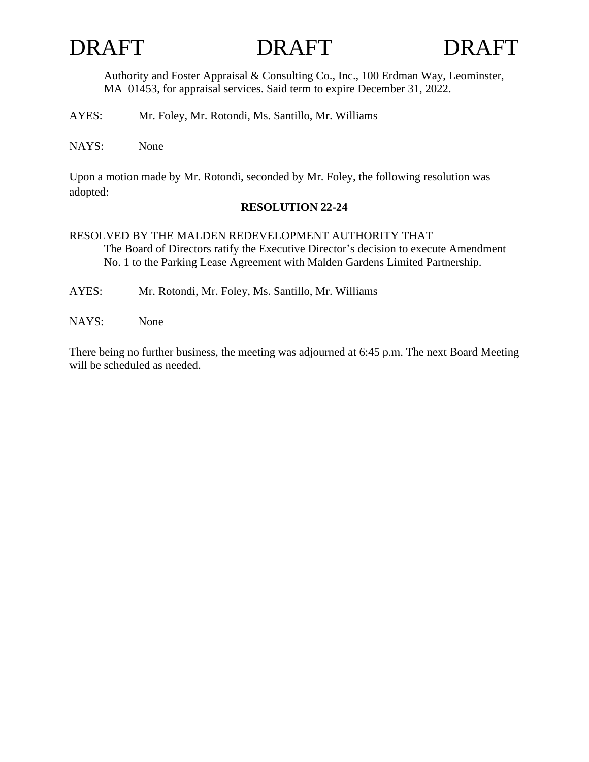DRAFT DRAFT DRAFT

Authority and Foster Appraisal & Consulting Co., Inc., 100 Erdman Way, Leominster, MA 01453, for appraisal services. Said term to expire December 31, 2022.

AYES: Mr. Foley, Mr. Rotondi, Ms. Santillo, Mr. Williams

NAYS: None

Upon a motion made by Mr. Rotondi, seconded by Mr. Foley, the following resolution was adopted:

**RESOLUTION 22-24**

RESOLVED BY THE MALDEN REDEVELOPMENT AUTHORITY THAT
The Board of Directors ratify the Executive Director's decision to execute Amendment No. 1 to the Parking Lease Agreement with Malden Gardens Limited Partnership.

AYES: Mr. Rotondi, Mr. Foley, Ms. Santillo, Mr. Williams

NAYS: None

There being no further business, the meeting was adjourned at 6:45 p.m. The next Board Meeting will be scheduled as needed.